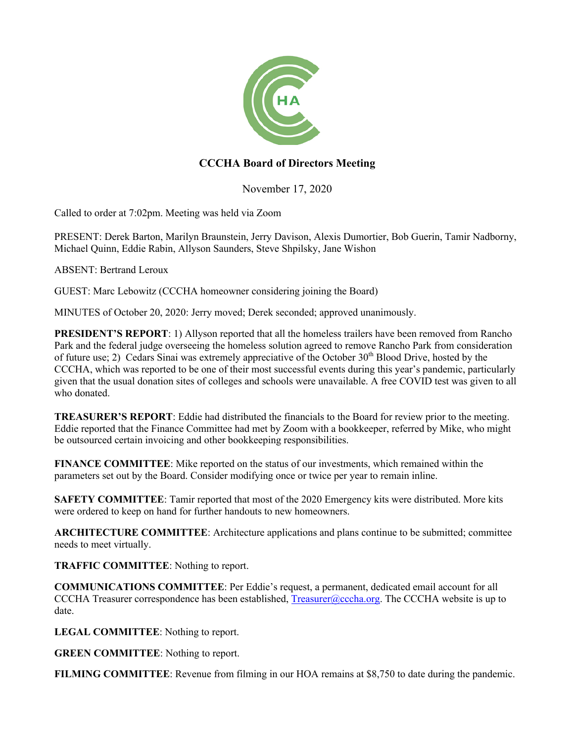# CCCHA Board of Directors Meeting

November 17, 2020

Called to order at 7:02pm. Meeting was held via Zoom

PRESENT: Derek Barton, Marilyn Braunstein, Jerry Davison, Alexis Dumortier, Bob Guerin, Tamir Nadborny, Michael Quinn, Eddie Rabin, Allyson Saunders, Steve Shpilsky, Jane Wishon

ABSENT: Bertrand Leroux

GUEST: Marc Lebowitz (CCCHA homeowner considering joining the Board)

MINUTES of October 20, 2020: Jerry moved; Derek seconded; approved unanimously.

**PRESIDENT'S REPORT**: 1) Allyson reported that all the homeless trailers have been removed from Rancho Park and the federal judge overseeing the homeless solution agreed to remove Rancho Park from consideration of future use; 2) Cedars Sinai was extremely appreciative of the October 30th Blood Drive, hosted by the CCCHA, which was reported to be one of their most successful events during this year's pandemic, particularly given that the usual donation sites of colleges and schools were unavailable. A free COVID test was given to all who donated.

**TREASURER'S REPORT**: Eddie had distributed the financials to the Board for review prior to the meeting. Eddie reported that the Finance Committee had met by Zoom with a bookkeeper, referred by Mike, who might be outsourced certain invoicing and other bookkeeping responsibilities.

**FINANCE COMMITTEE**: Mike reported on the status of our investments, which remained within the parameters set out by the Board. Consider modifying once or twice per year to remain inline.

**SAFETY COMMITTEE**: Tamir reported that most of the 2020 Emergency kits were distributed. More kits were ordered to keep on hand for further handouts to new homeowners.

**ARCHITECTURE COMMITTEE**: Architecture applications and plans continue to be submitted; committee needs to meet virtually.

**TRAFFIC COMMITTEE**: Nothing to report.

**COMMUNICATIONS COMMITTEE**: Per Eddie's request, a permanent, dedicated email account for all CCCHA Treasurer correspondence has been established, Treasurer@cccha.org. The CCCHA website is up to date.

**LEGAL COMMITTEE**: Nothing to report.

**GREEN COMMITTEE**: Nothing to report.

**FILMING COMMITTEE**: Revenue from filming in our HOA remains at $8,750 to date during the pandemic.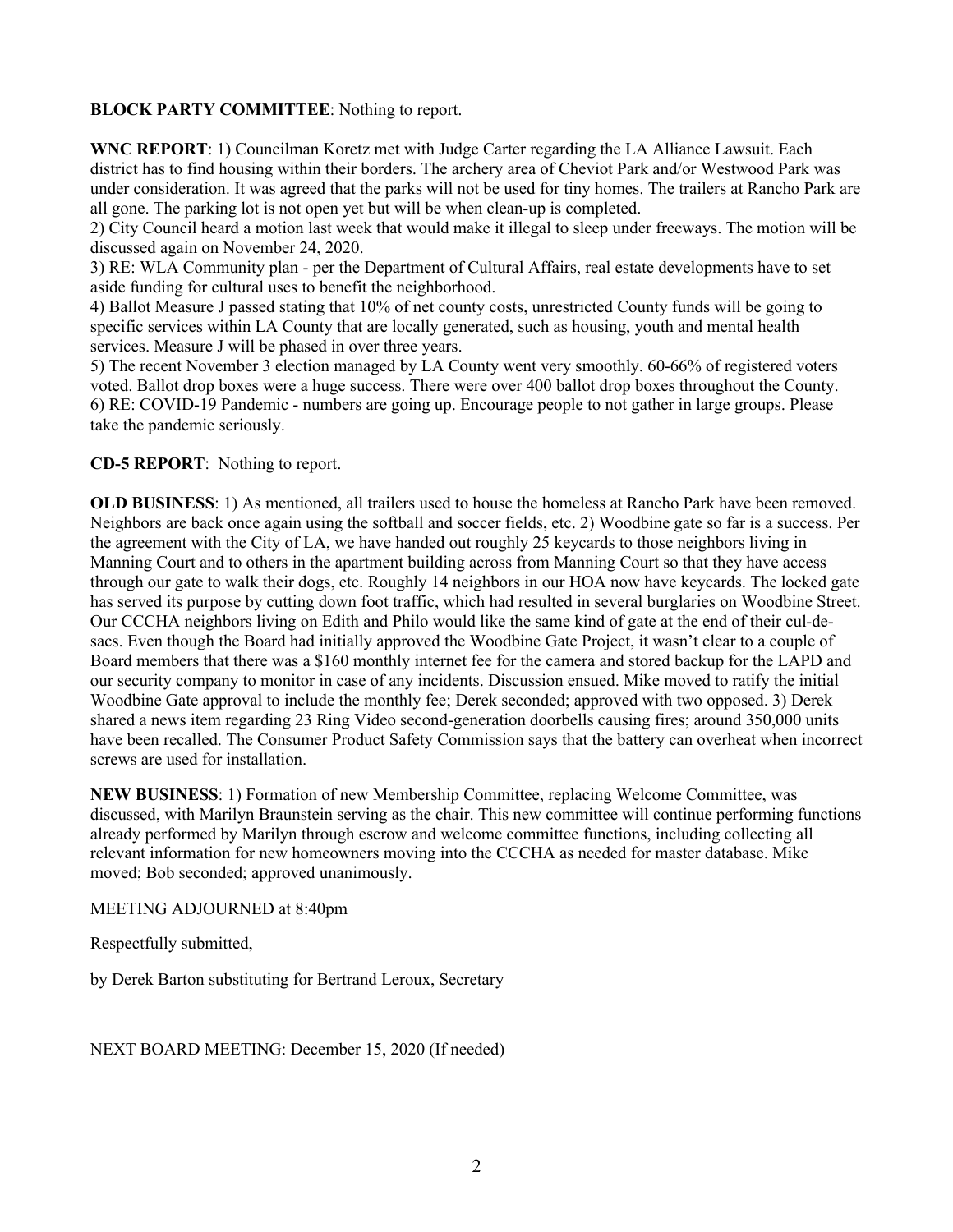**BLOCK PARTY COMMITTEE**: Nothing to report.

**WNC REPORT**: 1) Councilman Koretz met with Judge Carter regarding the LA Alliance Lawsuit. Each district has to find housing within their borders. The archery area of Cheviot Park and/or Westwood Park was under consideration. It was agreed that the parks will not be used for tiny homes. The trailers at Rancho Park are all gone. The parking lot is not open yet but will be when clean-up is completed.
2) City Council heard a motion last week that would make it illegal to sleep under freeways. The motion will be discussed again on November 24, 2020.
3) RE: WLA Community plan - per the Department of Cultural Affairs, real estate developments have to set aside funding for cultural uses to benefit the neighborhood.
4) Ballot Measure J passed stating that 10% of net county costs, unrestricted County funds will be going to specific services within LA County that are locally generated, such as housing, youth and mental health services. Measure J will be phased in over three years.
5) The recent November 3 election managed by LA County went very smoothly. 60-66% of registered voters voted. Ballot drop boxes were a huge success. There were over 400 ballot drop boxes throughout the County.
6) RE: COVID-19 Pandemic - numbers are going up. Encourage people to not gather in large groups. Please take the pandemic seriously.

**CD-5 REPORT**: Nothing to report.

**OLD BUSINESS**: 1) As mentioned, all trailers used to house the homeless at Rancho Park have been removed. Neighbors are back once again using the softball and soccer fields, etc. 2) Woodbine gate so far is a success. Per the agreement with the City of LA, we have handed out roughly 25 keycards to those neighbors living in Manning Court and to others in the apartment building across from Manning Court so that they have access through our gate to walk their dogs, etc. Roughly 14 neighbors in our HOA now have keycards. The locked gate has served its purpose by cutting down foot traffic, which had resulted in several burglaries on Woodbine Street. Our CCCHA neighbors living on Edith and Philo would like the same kind of gate at the end of their cul-de-sacs. Even though the Board had initially approved the Woodbine Gate Project, it wasn't clear to a couple of Board members that there was a $160 monthly internet fee for the camera and stored backup for the LAPD and our security company to monitor in case of any incidents. Discussion ensued. Mike moved to ratify the initial Woodbine Gate approval to include the monthly fee; Derek seconded; approved with two opposed. 3) Derek shared a news item regarding 23 Ring Video second-generation doorbells causing fires; around 350,000 units have been recalled. The Consumer Product Safety Commission says that the battery can overheat when incorrect screws are used for installation.

**NEW BUSINESS**: 1) Formation of new Membership Committee, replacing Welcome Committee, was discussed, with Marilyn Braunstein serving as the chair. This new committee will continue performing functions already performed by Marilyn through escrow and welcome committee functions, including collecting all relevant information for new homeowners moving into the CCCHA as needed for master database. Mike moved; Bob seconded; approved unanimously.

MEETING ADJOURNED at 8:40pm

Respectfully submitted,

by Derek Barton substituting for Bertrand Leroux, Secretary

NEXT BOARD MEETING: December 15, 2020 (If needed)